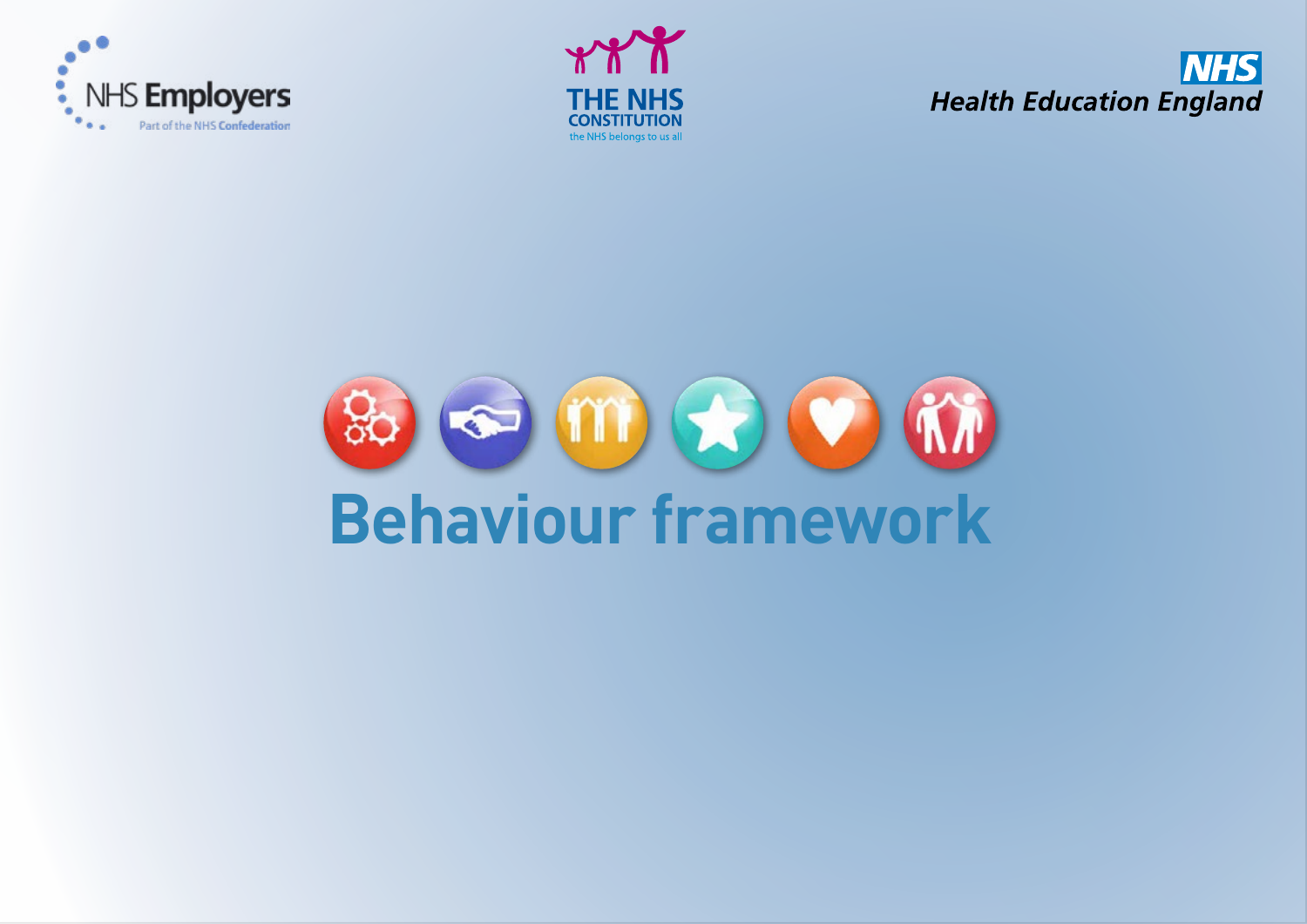NHS Employers

Part of the NHS Confederation

THE NHS CONSTITUTION

the NHS belongs to us all

NHS

Health Education England

# Behaviour framework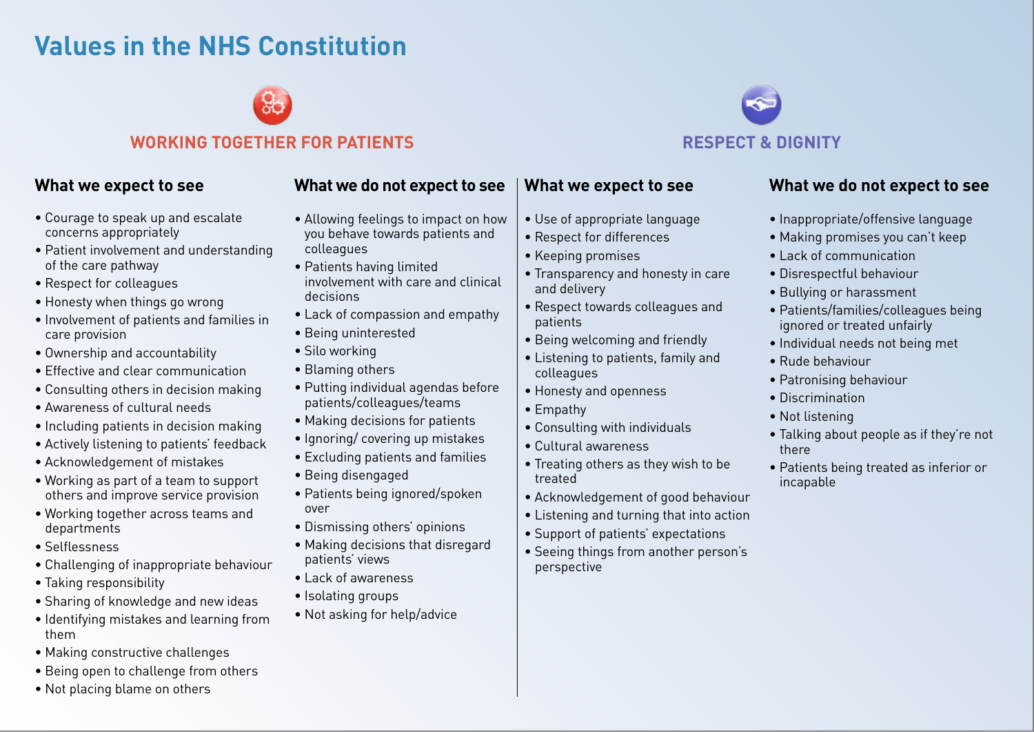# Values in the NHS Constitution

## WORKING TOGETHER FOR PATIENTS

### What we expect to see

- Courage to speak up and escalate concerns appropriately
- Patient involvement and understanding of the care pathway
- Respect for colleagues
- Honesty when things go wrong
- Involvement of patients and families in care provision
- Ownership and accountability
- Effective and clear communication
- Consulting others in decision making
- Awareness of cultural needs
- Including patients in decision making
- Actively listening to patients' feedback
- Acknowledgement of mistakes
- Working as part of a team to support others and improve service provision
- Working together across teams and departments
- Selflessness
- Challenging of inappropriate behaviour
- Taking responsibility
- Sharing of knowledge and new ideas
- Identifying mistakes and learning from them
- Making constructive challenges
- Being open to challenge from others
- Not placing blame on others

### What we do not expect to see

- Allowing feelings to impact on how you behave towards patients and colleagues
- Patients having limited involvement with care and clinical decisions
- Lack of compassion and empathy
- Being uninterested
- Silo working
- Blaming others
- Putting individual agendas before patients/colleagues/teams
- Making decisions for patients
- Ignoring/ covering up mistakes
- Excluding patients and families
- Being disengaged
- Patients being ignored/spoken over
- Dismissing others' opinions
- Making decisions that disregard patients' views
- Lack of awareness
- Isolating groups
- Not asking for help/advice

## RESPECT & DIGNITY

### What we expect to see

- Use of appropriate language
- Respect for differences
- Keeping promises
- Transparency and honesty in care and delivery
- Respect towards colleagues and patients
- Being welcoming and friendly
- Listening to patients, family and colleagues
- Honesty and openness
- Empathy
- Consulting with individuals
- Cultural awareness
- Treating others as they wish to be treated
- Acknowledgement of good behaviour
- Listening and turning that into action
- Support of patients' expectations
- Seeing things from another person's perspective

### What we do not expect to see

- Inappropriate/offensive language
- Making promises you can't keep
- Lack of communication
- Disrespectful behaviour
- Bullying or harassment
- Patients/families/colleagues being ignored or treated unfairly
- Individual needs not being met
- Rude behaviour
- Patronising behaviour
- Discrimination
- Not listening
- Talking about people as if they're not there
- Patients being treated as inferior or incapable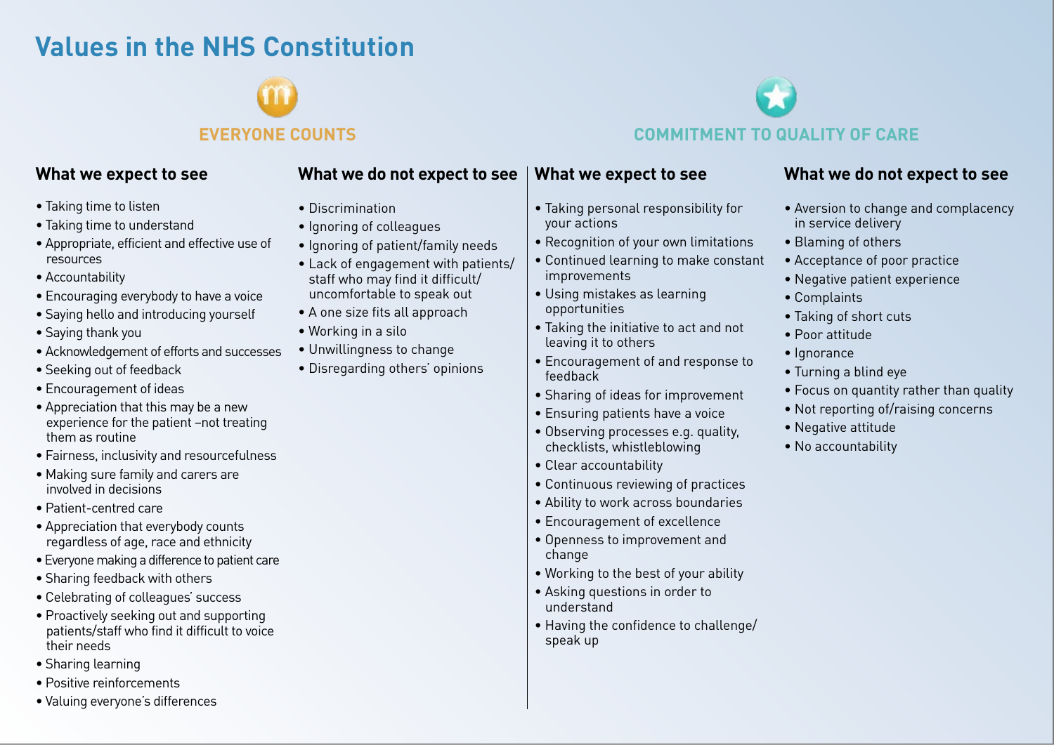# Values in the NHS Constitution

## EVERYONE COUNTS

### What we expect to see

- Taking time to listen
- Taking time to understand
- Appropriate, efficient and effective use of resources
- Accountability
- Encouraging everybody to have a voice
- Saying hello and introducing yourself
- Saying thank you
- Acknowledgement of efforts and successes
- Seeking out of feedback
- Encouragement of ideas
- Appreciation that this may be a new experience for the patient –not treating them as routine
- Fairness, inclusivity and resourcefulness
- Making sure family and carers are involved in decisions
- Patient-centred care
- Appreciation that everybody counts regardless of age, race and ethnicity
- Everyone making a difference to patient care
- Sharing feedback with others
- Celebrating of colleagues' success
- Proactively seeking out and supporting patients/staff who find it difficult to voice their needs
- Sharing learning
- Positive reinforcements
- Valuing everyone's differences

### What we do not expect to see

- Discrimination
- Ignoring of colleagues
- Ignoring of patient/family needs
- Lack of engagement with patients/ staff who may find it difficult/ uncomfortable to speak out
- A one size fits all approach
- Working in a silo
- Unwillingness to change
- Disregarding others' opinions

## COMMITMENT TO QUALITY OF CARE

### What we expect to see

- Taking personal responsibility for your actions
- Recognition of your own limitations
- Continued learning to make constant improvements
- Using mistakes as learning opportunities
- Taking the initiative to act and not leaving it to others
- Encouragement of and response to feedback
- Sharing of ideas for improvement
- Ensuring patients have a voice
- Observing processes e.g. quality, checklists, whistleblowing
- Clear accountability
- Continuous reviewing of practices
- Ability to work across boundaries
- Encouragement of excellence
- Openness to improvement and change
- Working to the best of your ability
- Asking questions in order to understand
- Having the confidence to challenge/ speak up

### What we do not expect to see

- Aversion to change and complacency in service delivery
- Blaming of others
- Acceptance of poor practice
- Negative patient experience
- Complaints
- Taking of short cuts
- Poor attitude
- Ignorance
- Turning a blind eye
- Focus on quantity rather than quality
- Not reporting of/raising concerns
- Negative attitude
- No accountability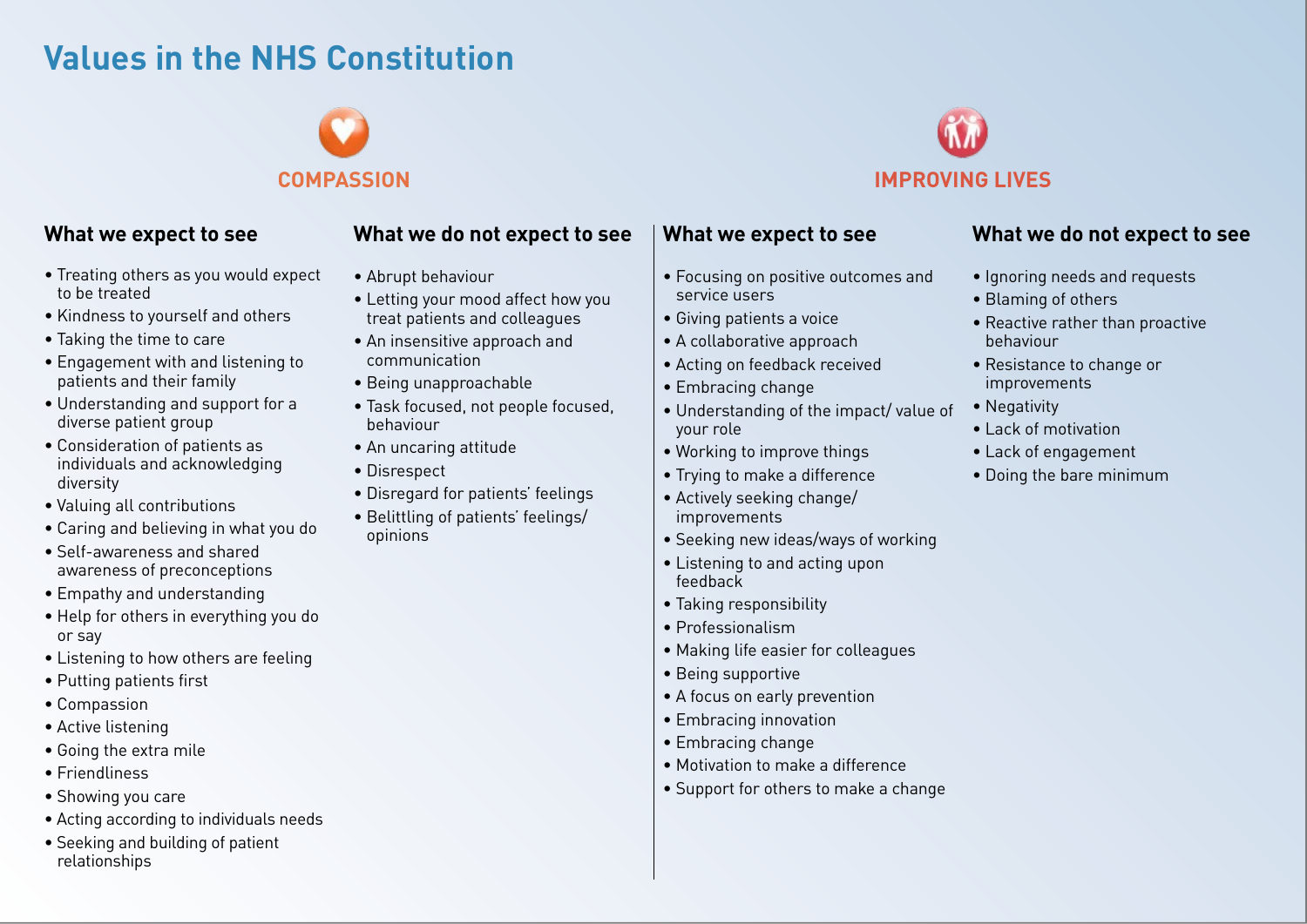# Values in the NHS Constitution

## COMPASSION

### What we expect to see

- Treating others as you would expect to be treated
- Kindness to yourself and others
- Taking the time to care
- Engagement with and listening to patients and their family
- Understanding and support for a diverse patient group
- Consideration of patients as individuals and acknowledging diversity
- Valuing all contributions
- Caring and believing in what you do
- Self-awareness and shared awareness of preconceptions
- Empathy and understanding
- Help for others in everything you do or say
- Listening to how others are feeling
- Putting patients first
- Compassion
- Active listening
- Going the extra mile
- Friendliness
- Showing you care
- Acting according to individuals needs
- Seeking and building of patient relationships

### What we do not expect to see

- Abrupt behaviour
- Letting your mood affect how you treat patients and colleagues
- An insensitive approach and communication
- Being unapproachable
- Task focused, not people focused, behaviour
- An uncaring attitude
- Disrespect
- Disregard for patients' feelings
- Belittling of patients' feelings/ opinions

## IMPROVING LIVES

### What we expect to see

- Focusing on positive outcomes and service users
- Giving patients a voice
- A collaborative approach
- Acting on feedback received
- Embracing change
- Understanding of the impact/ value of your role
- Working to improve things
- Trying to make a difference
- Actively seeking change/ improvements
- Seeking new ideas/ways of working
- Listening to and acting upon feedback
- Taking responsibility
- Professionalism
- Making life easier for colleagues
- Being supportive
- A focus on early prevention
- Embracing innovation
- Embracing change
- Motivation to make a difference
- Support for others to make a change

### What we do not expect to see

- Ignoring needs and requests
- Blaming of others
- Reactive rather than proactive behaviour
- Resistance to change or improvements
- Negativity
- Lack of motivation
- Lack of engagement
- Doing the bare minimum